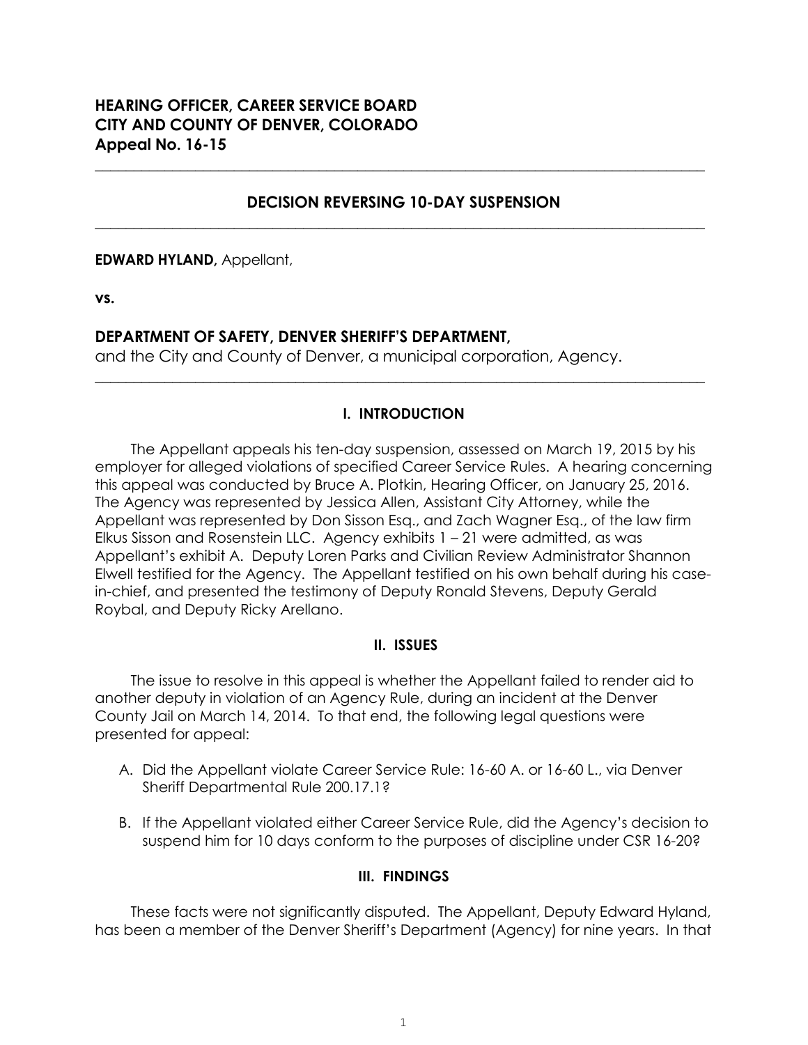**HEARING OFFICER, CAREER SERVICE BOARD**
**CITY AND COUNTY OF DENVER, COLORADO**
**Appeal No. 16-15**

---

## DECISION REVERSING 10-DAY SUSPENSION

---

**EDWARD HYLAND,** Appellant,

**vs.**

**DEPARTMENT OF SAFETY, DENVER SHERIFF'S DEPARTMENT,**
and the City and County of Denver, a municipal corporation, Agency.

---

### I. INTRODUCTION

The Appellant appeals his ten-day suspension, assessed on March 19, 2015 by his employer for alleged violations of specified Career Service Rules. A hearing concerning this appeal was conducted by Bruce A. Plotkin, Hearing Officer, on January 25, 2016. The Agency was represented by Jessica Allen, Assistant City Attorney, while the Appellant was represented by Don Sisson Esq., and Zach Wagner Esq., of the law firm Elkus Sisson and Rosenstein LLC. Agency exhibits 1 – 21 were admitted, as was Appellant's exhibit A. Deputy Loren Parks and Civilian Review Administrator Shannon Elwell testified for the Agency. The Appellant testified on his own behalf during his case-in-chief, and presented the testimony of Deputy Ronald Stevens, Deputy Gerald Roybal, and Deputy Ricky Arellano.

### II. ISSUES

The issue to resolve in this appeal is whether the Appellant failed to render aid to another deputy in violation of an Agency Rule, during an incident at the Denver County Jail on March 14, 2014. To that end, the following legal questions were presented for appeal:

A. Did the Appellant violate Career Service Rule: 16-60 A. or 16-60 L., via Denver Sheriff Departmental Rule 200.17.1?

B. If the Appellant violated either Career Service Rule, did the Agency's decision to suspend him for 10 days conform to the purposes of discipline under CSR 16-20?

### III. FINDINGS

These facts were not significantly disputed. The Appellant, Deputy Edward Hyland, has been a member of the Denver Sheriff's Department (Agency) for nine years. In that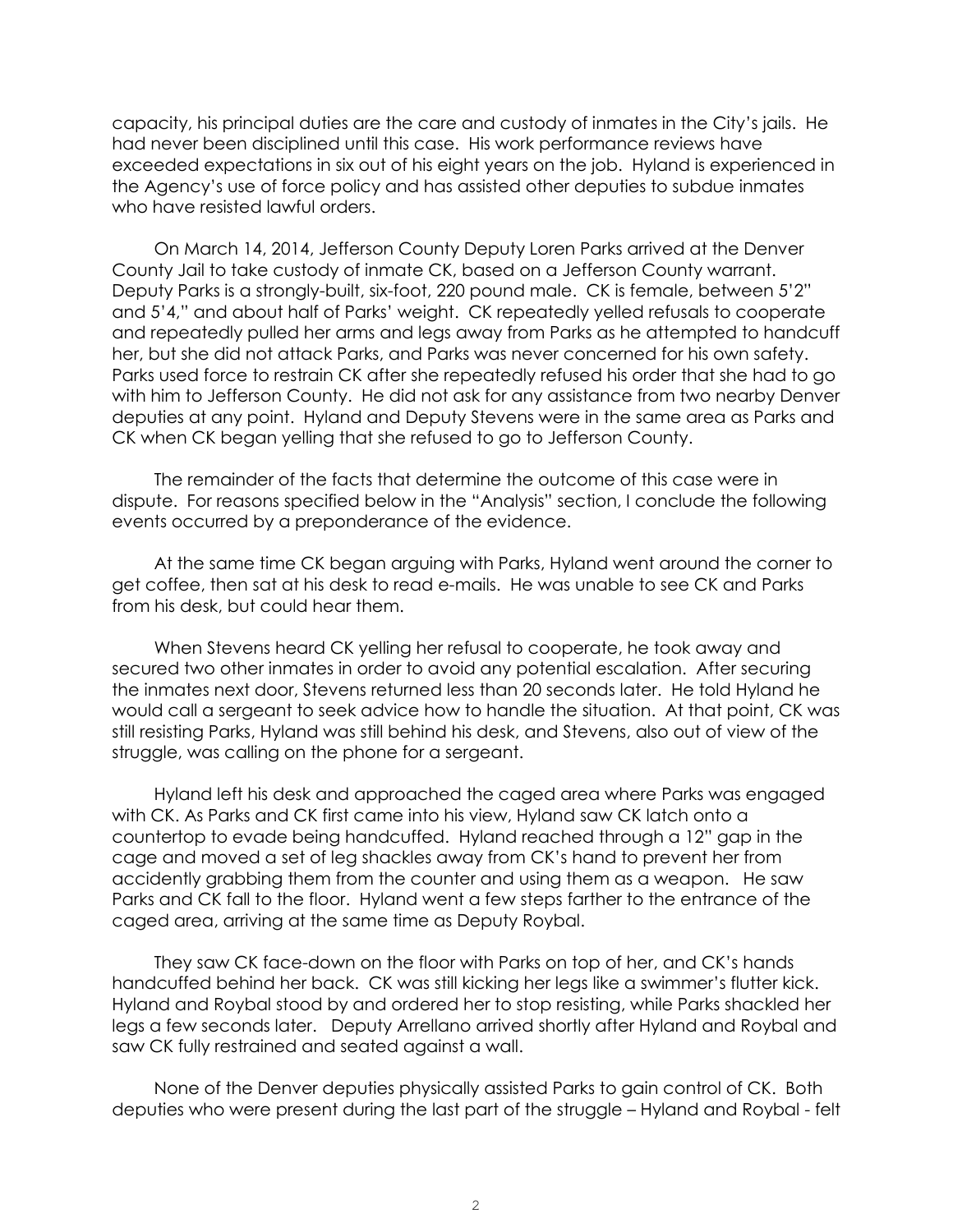capacity, his principal duties are the care and custody of inmates in the City's jails. He had never been disciplined until this case. His work performance reviews have exceeded expectations in six out of his eight years on the job. Hyland is experienced in the Agency's use of force policy and has assisted other deputies to subdue inmates who have resisted lawful orders.

On March 14, 2014, Jefferson County Deputy Loren Parks arrived at the Denver County Jail to take custody of inmate CK, based on a Jefferson County warrant. Deputy Parks is a strongly-built, six-foot, 220 pound male. CK is female, between 5'2" and 5'4," and about half of Parks' weight. CK repeatedly yelled refusals to cooperate and repeatedly pulled her arms and legs away from Parks as he attempted to handcuff her, but she did not attack Parks, and Parks was never concerned for his own safety. Parks used force to restrain CK after she repeatedly refused his order that she had to go with him to Jefferson County. He did not ask for any assistance from two nearby Denver deputies at any point. Hyland and Deputy Stevens were in the same area as Parks and CK when CK began yelling that she refused to go to Jefferson County.

The remainder of the facts that determine the outcome of this case were in dispute. For reasons specified below in the "Analysis" section, I conclude the following events occurred by a preponderance of the evidence.

At the same time CK began arguing with Parks, Hyland went around the corner to get coffee, then sat at his desk to read e-mails. He was unable to see CK and Parks from his desk, but could hear them.

When Stevens heard CK yelling her refusal to cooperate, he took away and secured two other inmates in order to avoid any potential escalation. After securing the inmates next door, Stevens returned less than 20 seconds later. He told Hyland he would call a sergeant to seek advice how to handle the situation. At that point, CK was still resisting Parks, Hyland was still behind his desk, and Stevens, also out of view of the struggle, was calling on the phone for a sergeant.

Hyland left his desk and approached the caged area where Parks was engaged with CK. As Parks and CK first came into his view, Hyland saw CK latch onto a countertop to evade being handcuffed. Hyland reached through a 12" gap in the cage and moved a set of leg shackles away from CK's hand to prevent her from accidently grabbing them from the counter and using them as a weapon. He saw Parks and CK fall to the floor. Hyland went a few steps farther to the entrance of the caged area, arriving at the same time as Deputy Roybal.

They saw CK face-down on the floor with Parks on top of her, and CK's hands handcuffed behind her back. CK was still kicking her legs like a swimmer's flutter kick. Hyland and Roybal stood by and ordered her to stop resisting, while Parks shackled her legs a few seconds later. Deputy Arrellano arrived shortly after Hyland and Roybal and saw CK fully restrained and seated against a wall.

None of the Denver deputies physically assisted Parks to gain control of CK. Both deputies who were present during the last part of the struggle – Hyland and Roybal - felt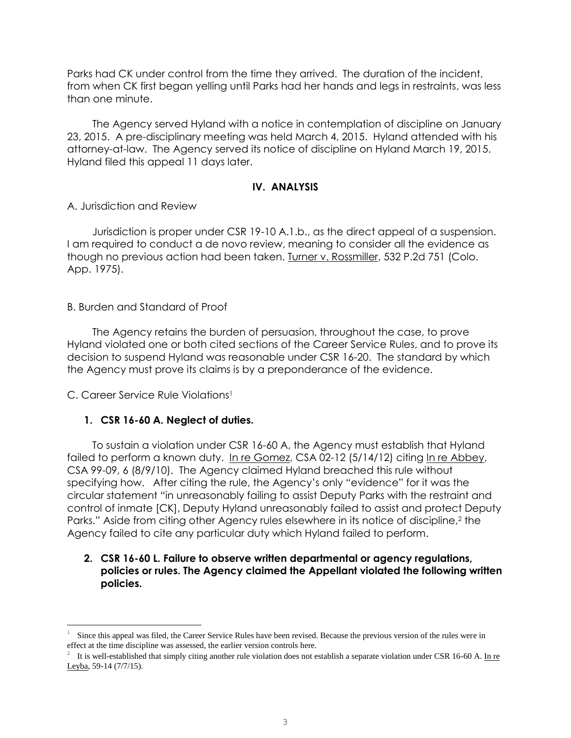Parks had CK under control from the time they arrived. The duration of the incident, from when CK first began yelling until Parks had her hands and legs in restraints, was less than one minute.

The Agency served Hyland with a notice in contemplation of discipline on January 23, 2015. A pre-disciplinary meeting was held March 4, 2015. Hyland attended with his attorney-at-law. The Agency served its notice of discipline on Hyland March 19, 2015. Hyland filed this appeal 11 days later.

## IV. ANALYSIS

A. Jurisdiction and Review

Jurisdiction is proper under CSR 19-10 A.1.b., as the direct appeal of a suspension. I am required to conduct a de novo review, meaning to consider all the evidence as though no previous action had been taken. Turner v. Rossmiller, 532 P.2d 751 (Colo. App. 1975).

B. Burden and Standard of Proof

The Agency retains the burden of persuasion, throughout the case, to prove Hyland violated one or both cited sections of the Career Service Rules, and to prove its decision to suspend Hyland was reasonable under CSR 16-20. The standard by which the Agency must prove its claims is by a preponderance of the evidence.

C. Career Service Rule Violations[1]

### 1. CSR 16-60 A. Neglect of duties.

To sustain a violation under CSR 16-60 A, the Agency must establish that Hyland failed to perform a known duty. In re Gomez, CSA 02-12 (5/14/12) citing In re Abbey, CSA 99-09, 6 (8/9/10). The Agency claimed Hyland breached this rule without specifying how. After citing the rule, the Agency's only "evidence" for it was the circular statement "in unreasonably failing to assist Deputy Parks with the restraint and control of inmate [CK], Deputy Hyland unreasonably failed to assist and protect Deputy Parks." Aside from citing other Agency rules elsewhere in its notice of discipline,[2] the Agency failed to cite any particular duty which Hyland failed to perform.

### 2. CSR 16-60 L. Failure to observe written departmental or agency regulations, policies or rules. The Agency claimed the Appellant violated the following written policies.

---

[1] Since this appeal was filed, the Career Service Rules have been revised. Because the previous version of the rules were in effect at the time discipline was assessed, the earlier version controls here.

[2] It is well-established that simply citing another rule violation does not establish a separate violation under CSR 16-60 A. In re Leyba, 59-14 (7/7/15).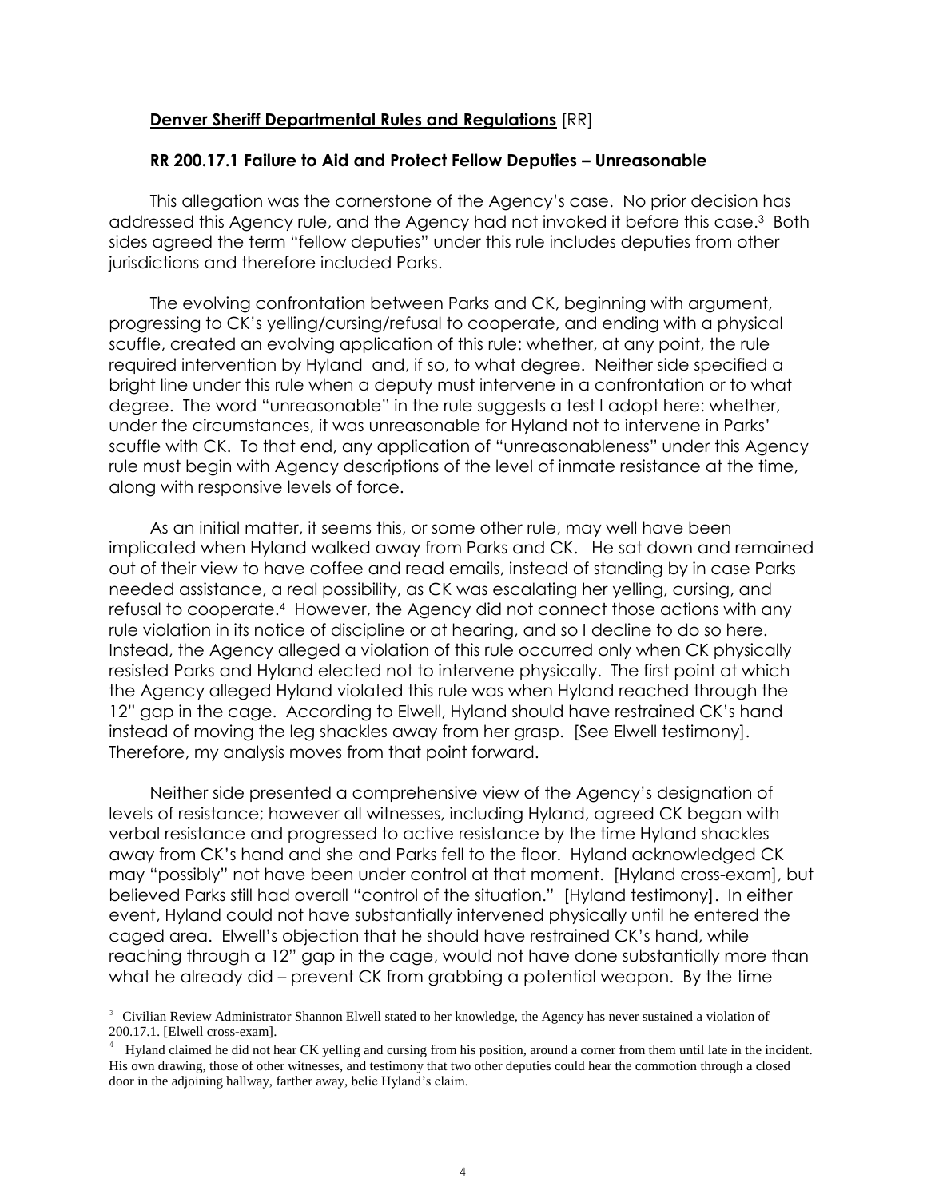**Denver Sheriff Departmental Rules and Regulations** [RR]

**RR 200.17.1 Failure to Aid and Protect Fellow Deputies – Unreasonable**

This allegation was the cornerstone of the Agency's case. No prior decision has addressed this Agency rule, and the Agency had not invoked it before this case.[3] Both sides agreed the term "fellow deputies" under this rule includes deputies from other jurisdictions and therefore included Parks.

The evolving confrontation between Parks and CK, beginning with argument, progressing to CK's yelling/cursing/refusal to cooperate, and ending with a physical scuffle, created an evolving application of this rule: whether, at any point, the rule required intervention by Hyland and, if so, to what degree. Neither side specified a bright line under this rule when a deputy must intervene in a confrontation or to what degree. The word "unreasonable" in the rule suggests a test I adopt here: whether, under the circumstances, it was unreasonable for Hyland not to intervene in Parks' scuffle with CK. To that end, any application of "unreasonableness" under this Agency rule must begin with Agency descriptions of the level of inmate resistance at the time, along with responsive levels of force.

As an initial matter, it seems this, or some other rule, may well have been implicated when Hyland walked away from Parks and CK. He sat down and remained out of their view to have coffee and read emails, instead of standing by in case Parks needed assistance, a real possibility, as CK was escalating her yelling, cursing, and refusal to cooperate.[4] However, the Agency did not connect those actions with any rule violation in its notice of discipline or at hearing, and so I decline to do so here. Instead, the Agency alleged a violation of this rule occurred only when CK physically resisted Parks and Hyland elected not to intervene physically. The first point at which the Agency alleged Hyland violated this rule was when Hyland reached through the 12" gap in the cage. According to Elwell, Hyland should have restrained CK's hand instead of moving the leg shackles away from her grasp. [See Elwell testimony]. Therefore, my analysis moves from that point forward.

Neither side presented a comprehensive view of the Agency's designation of levels of resistance; however all witnesses, including Hyland, agreed CK began with verbal resistance and progressed to active resistance by the time Hyland shackles away from CK's hand and she and Parks fell to the floor. Hyland acknowledged CK may "possibly" not have been under control at that moment. [Hyland cross-exam], but believed Parks still had overall "control of the situation." [Hyland testimony]. In either event, Hyland could not have substantially intervened physically until he entered the caged area. Elwell's objection that he should have restrained CK's hand, while reaching through a 12" gap in the cage, would not have done substantially more than what he already did – prevent CK from grabbing a potential weapon. By the time

---

[3] Civilian Review Administrator Shannon Elwell stated to her knowledge, the Agency has never sustained a violation of 200.17.1. [Elwell cross-exam].

[4] Hyland claimed he did not hear CK yelling and cursing from his position, around a corner from them until late in the incident. His own drawing, those of other witnesses, and testimony that two other deputies could hear the commotion through a closed door in the adjoining hallway, farther away, belie Hyland's claim.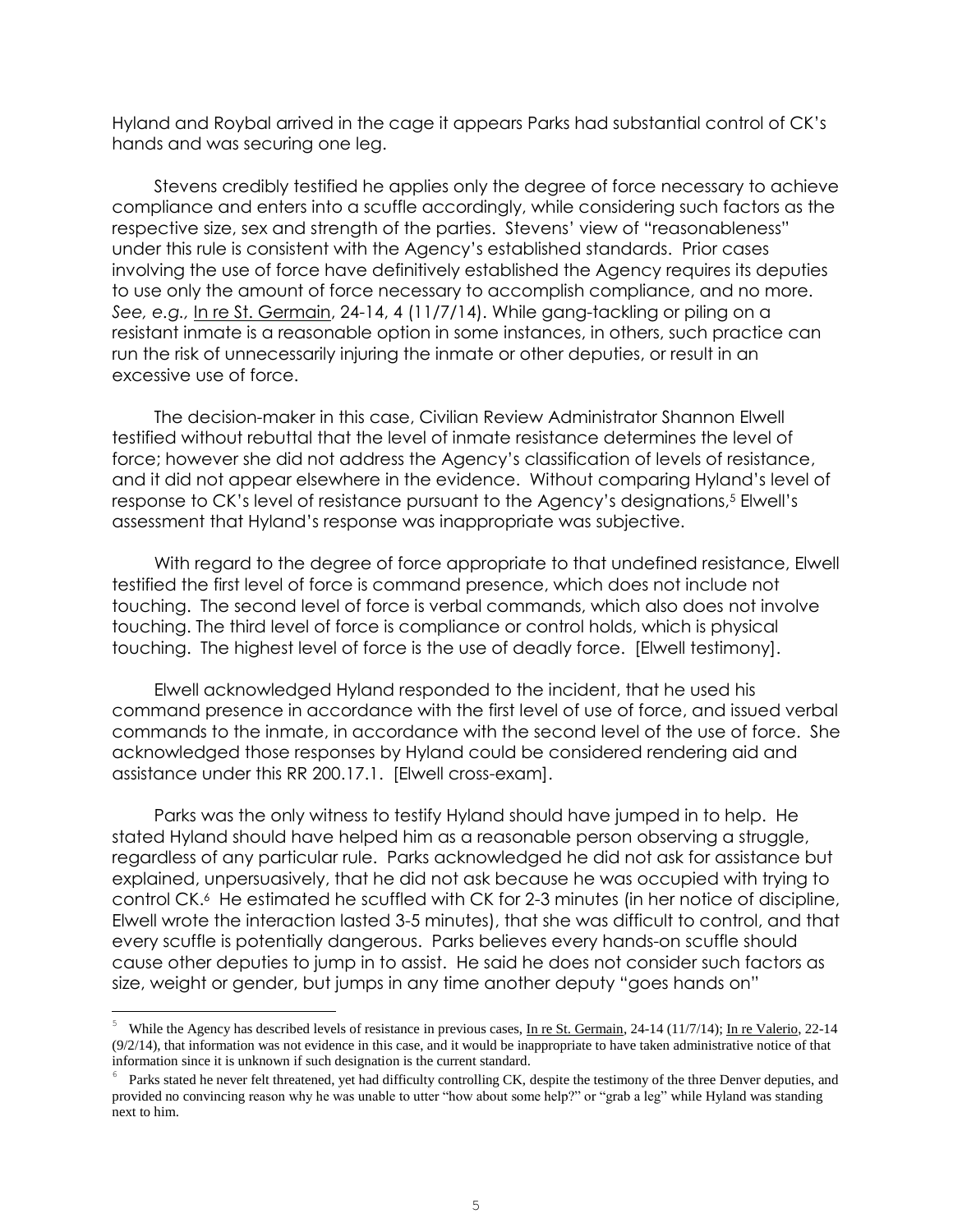Hyland and Roybal arrived in the cage it appears Parks had substantial control of CK's hands and was securing one leg.

Stevens credibly testified he applies only the degree of force necessary to achieve compliance and enters into a scuffle accordingly, while considering such factors as the respective size, sex and strength of the parties. Stevens' view of "reasonableness" under this rule is consistent with the Agency's established standards. Prior cases involving the use of force have definitively established the Agency requires its deputies to use only the amount of force necessary to accomplish compliance, and no more. *See, e.g.,* In re St. Germain, 24-14, 4 (11/7/14). While gang-tackling or piling on a resistant inmate is a reasonable option in some instances, in others, such practice can run the risk of unnecessarily injuring the inmate or other deputies, or result in an excessive use of force.

The decision-maker in this case, Civilian Review Administrator Shannon Elwell testified without rebuttal that the level of inmate resistance determines the level of force; however she did not address the Agency's classification of levels of resistance, and it did not appear elsewhere in the evidence. Without comparing Hyland's level of response to CK's level of resistance pursuant to the Agency's designations,[5] Elwell's assessment that Hyland's response was inappropriate was subjective.

With regard to the degree of force appropriate to that undefined resistance, Elwell testified the first level of force is command presence, which does not include not touching. The second level of force is verbal commands, which also does not involve touching. The third level of force is compliance or control holds, which is physical touching. The highest level of force is the use of deadly force. [Elwell testimony].

Elwell acknowledged Hyland responded to the incident, that he used his command presence in accordance with the first level of use of force, and issued verbal commands to the inmate, in accordance with the second level of the use of force. She acknowledged those responses by Hyland could be considered rendering aid and assistance under this RR 200.17.1. [Elwell cross-exam].

Parks was the only witness to testify Hyland should have jumped in to help. He stated Hyland should have helped him as a reasonable person observing a struggle, regardless of any particular rule. Parks acknowledged he did not ask for assistance but explained, unpersuasively, that he did not ask because he was occupied with trying to control CK.[6] He estimated he scuffled with CK for 2-3 minutes (in her notice of discipline, Elwell wrote the interaction lasted 3-5 minutes), that she was difficult to control, and that every scuffle is potentially dangerous. Parks believes every hands-on scuffle should cause other deputies to jump in to assist. He said he does not consider such factors as size, weight or gender, but jumps in any time another deputy "goes hands on"

---

[5] While the Agency has described levels of resistance in previous cases, In re St. Germain, 24-14 (11/7/14); In re Valerio, 22-14 (9/2/14), that information was not evidence in this case, and it would be inappropriate to have taken administrative notice of that information since it is unknown if such designation is the current standard.

[6] Parks stated he never felt threatened, yet had difficulty controlling CK, despite the testimony of the three Denver deputies, and provided no convincing reason why he was unable to utter "how about some help?" or "grab a leg" while Hyland was standing next to him.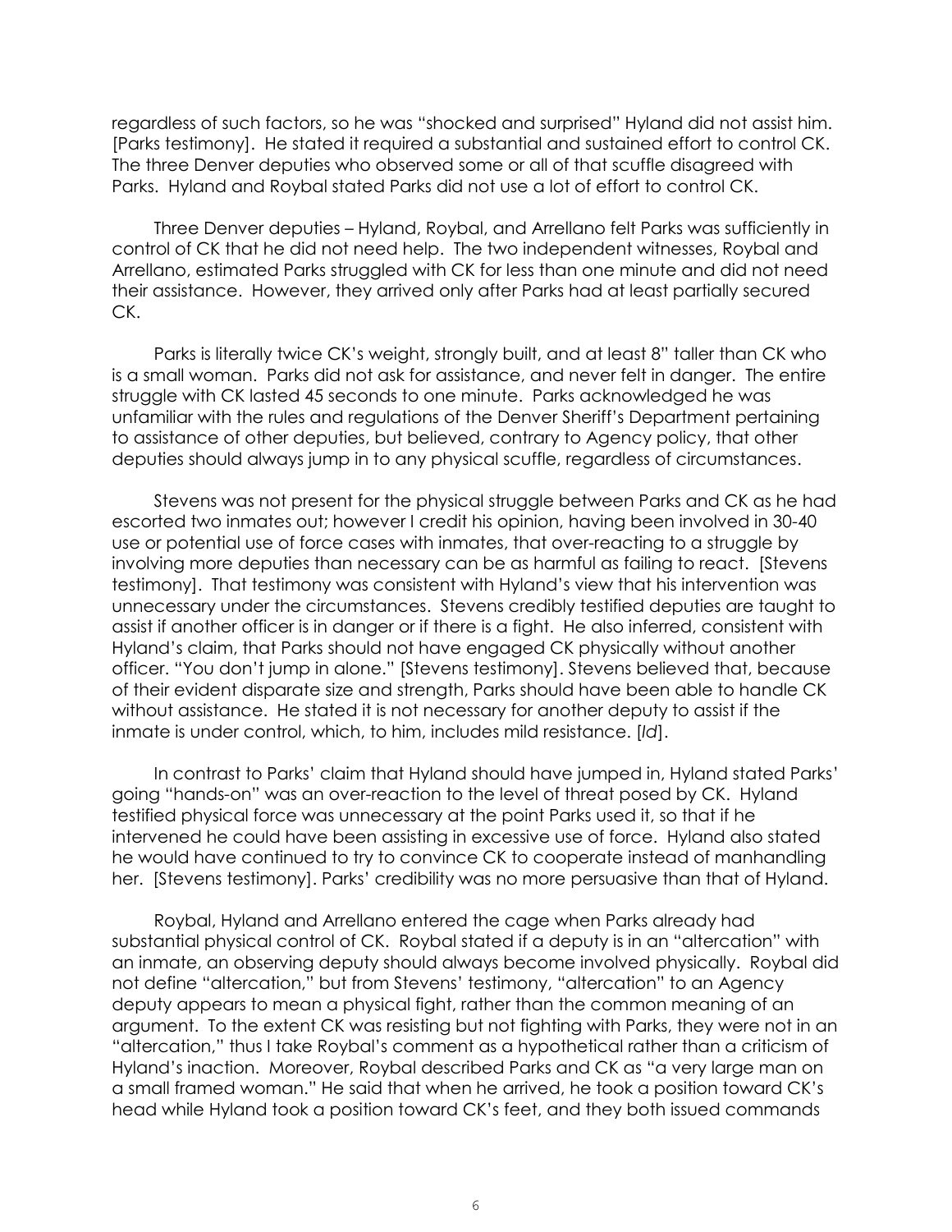regardless of such factors, so he was "shocked and surprised" Hyland did not assist him. [Parks testimony]. He stated it required a substantial and sustained effort to control CK. The three Denver deputies who observed some or all of that scuffle disagreed with Parks. Hyland and Roybal stated Parks did not use a lot of effort to control CK.

Three Denver deputies – Hyland, Roybal, and Arrellano felt Parks was sufficiently in control of CK that he did not need help. The two independent witnesses, Roybal and Arrellano, estimated Parks struggled with CK for less than one minute and did not need their assistance. However, they arrived only after Parks had at least partially secured CK.

Parks is literally twice CK's weight, strongly built, and at least 8" taller than CK who is a small woman. Parks did not ask for assistance, and never felt in danger. The entire struggle with CK lasted 45 seconds to one minute. Parks acknowledged he was unfamiliar with the rules and regulations of the Denver Sheriff's Department pertaining to assistance of other deputies, but believed, contrary to Agency policy, that other deputies should always jump in to any physical scuffle, regardless of circumstances.

Stevens was not present for the physical struggle between Parks and CK as he had escorted two inmates out; however I credit his opinion, having been involved in 30-40 use or potential use of force cases with inmates, that over-reacting to a struggle by involving more deputies than necessary can be as harmful as failing to react. [Stevens testimony]. That testimony was consistent with Hyland's view that his intervention was unnecessary under the circumstances. Stevens credibly testified deputies are taught to assist if another officer is in danger or if there is a fight. He also inferred, consistent with Hyland's claim, that Parks should not have engaged CK physically without another officer. "You don't jump in alone." [Stevens testimony]. Stevens believed that, because of their evident disparate size and strength, Parks should have been able to handle CK without assistance. He stated it is not necessary for another deputy to assist if the inmate is under control, which, to him, includes mild resistance. [*Id*].

In contrast to Parks' claim that Hyland should have jumped in, Hyland stated Parks' going "hands-on" was an over-reaction to the level of threat posed by CK. Hyland testified physical force was unnecessary at the point Parks used it, so that if he intervened he could have been assisting in excessive use of force. Hyland also stated he would have continued to try to convince CK to cooperate instead of manhandling her. [Stevens testimony]. Parks' credibility was no more persuasive than that of Hyland.

Roybal, Hyland and Arrellano entered the cage when Parks already had substantial physical control of CK. Roybal stated if a deputy is in an "altercation" with an inmate, an observing deputy should always become involved physically. Roybal did not define "altercation," but from Stevens' testimony, "altercation" to an Agency deputy appears to mean a physical fight, rather than the common meaning of an argument. To the extent CK was resisting but not fighting with Parks, they were not in an "altercation," thus I take Roybal's comment as a hypothetical rather than a criticism of Hyland's inaction. Moreover, Roybal described Parks and CK as "a very large man on a small framed woman." He said that when he arrived, he took a position toward CK's head while Hyland took a position toward CK's feet, and they both issued commands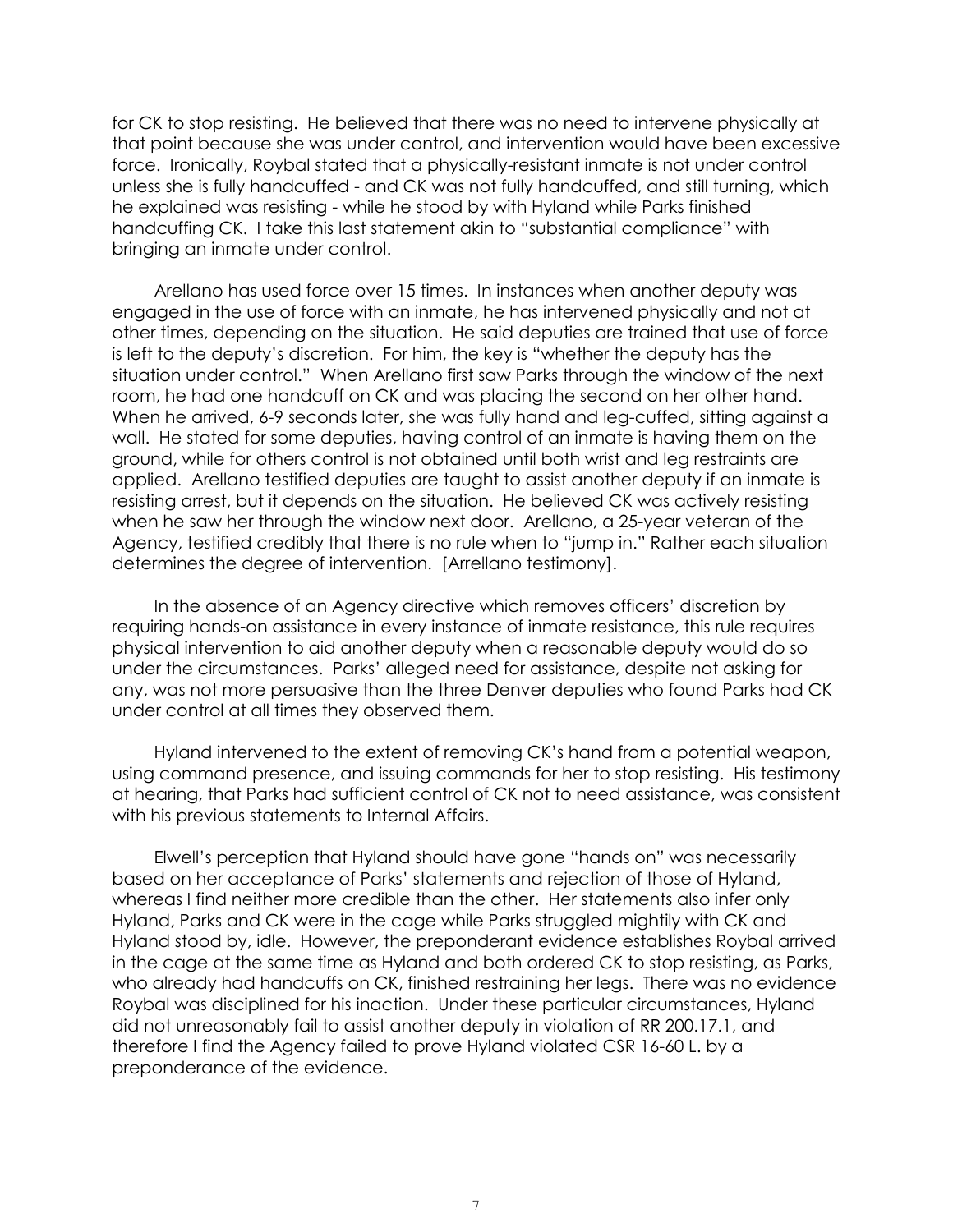for CK to stop resisting. He believed that there was no need to intervene physically at that point because she was under control, and intervention would have been excessive force. Ironically, Roybal stated that a physically-resistant inmate is not under control unless she is fully handcuffed - and CK was not fully handcuffed, and still turning, which he explained was resisting - while he stood by with Hyland while Parks finished handcuffing CK. I take this last statement akin to "substantial compliance" with bringing an inmate under control.

Arellano has used force over 15 times. In instances when another deputy was engaged in the use of force with an inmate, he has intervened physically and not at other times, depending on the situation. He said deputies are trained that use of force is left to the deputy's discretion. For him, the key is "whether the deputy has the situation under control." When Arellano first saw Parks through the window of the next room, he had one handcuff on CK and was placing the second on her other hand. When he arrived, 6-9 seconds later, she was fully hand and leg-cuffed, sitting against a wall. He stated for some deputies, having control of an inmate is having them on the ground, while for others control is not obtained until both wrist and leg restraints are applied. Arellano testified deputies are taught to assist another deputy if an inmate is resisting arrest, but it depends on the situation. He believed CK was actively resisting when he saw her through the window next door. Arellano, a 25-year veteran of the Agency, testified credibly that there is no rule when to "jump in." Rather each situation determines the degree of intervention. [Arrellano testimony].

In the absence of an Agency directive which removes officers' discretion by requiring hands-on assistance in every instance of inmate resistance, this rule requires physical intervention to aid another deputy when a reasonable deputy would do so under the circumstances. Parks' alleged need for assistance, despite not asking for any, was not more persuasive than the three Denver deputies who found Parks had CK under control at all times they observed them.

Hyland intervened to the extent of removing CK's hand from a potential weapon, using command presence, and issuing commands for her to stop resisting. His testimony at hearing, that Parks had sufficient control of CK not to need assistance, was consistent with his previous statements to Internal Affairs.

Elwell's perception that Hyland should have gone "hands on" was necessarily based on her acceptance of Parks' statements and rejection of those of Hyland, whereas I find neither more credible than the other. Her statements also infer only Hyland, Parks and CK were in the cage while Parks struggled mightily with CK and Hyland stood by, idle. However, the preponderant evidence establishes Roybal arrived in the cage at the same time as Hyland and both ordered CK to stop resisting, as Parks, who already had handcuffs on CK, finished restraining her legs. There was no evidence Roybal was disciplined for his inaction. Under these particular circumstances, Hyland did not unreasonably fail to assist another deputy in violation of RR 200.17.1, and therefore I find the Agency failed to prove Hyland violated CSR 16-60 L. by a preponderance of the evidence.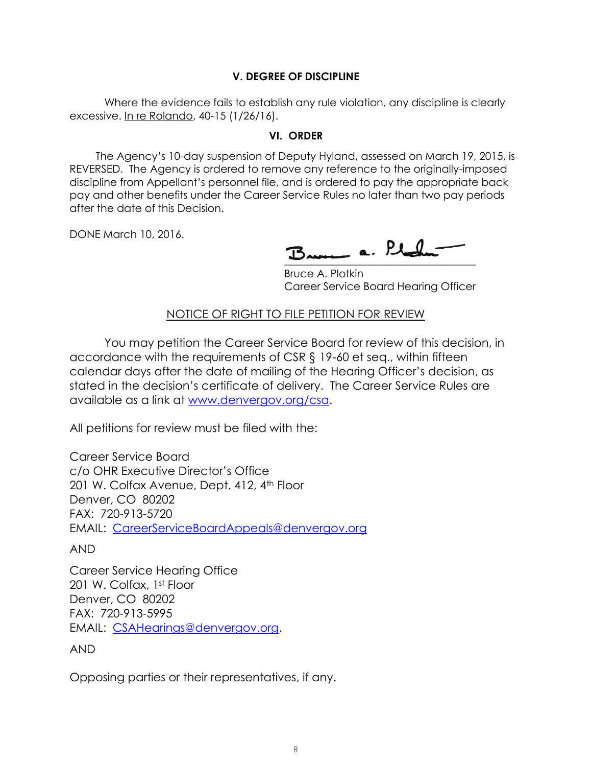### V. DEGREE OF DISCIPLINE

Where the evidence fails to establish any rule violation, any discipline is clearly excessive. In re Rolando, 40-15 (1/26/16).

### VI. ORDER

The Agency's 10-day suspension of Deputy Hyland, assessed on March 19, 2015, is REVERSED. The Agency is ordered to remove any reference to the originally-imposed discipline from Appellant's personnel file, and is ordered to pay the appropriate back pay and other benefits under the Career Service Rules no later than two pay periods after the date of this Decision.

DONE March 10, 2016.

Bruce A. Plotkin
Career Service Board Hearing Officer

NOTICE OF RIGHT TO FILE PETITION FOR REVIEW

You may petition the Career Service Board for review of this decision, in accordance with the requirements of CSR § 19-60 et seq., within fifteen calendar days after the date of mailing of the Hearing Officer's decision, as stated in the decision's certificate of delivery. The Career Service Rules are available as a link at www.denvergov.org/csa.

All petitions for review must be filed with the:

Career Service Board
c/o OHR Executive Director's Office
201 W. Colfax Avenue, Dept. 412, 4th Floor
Denver, CO 80202
FAX: 720-913-5720
EMAIL: CareerServiceBoardAppeals@denvergov.org

AND

Career Service Hearing Office
201 W. Colfax, 1st Floor
Denver, CO 80202
FAX: 720-913-5995
EMAIL: CSAHearings@denvergov.org.

AND

Opposing parties or their representatives, if any.